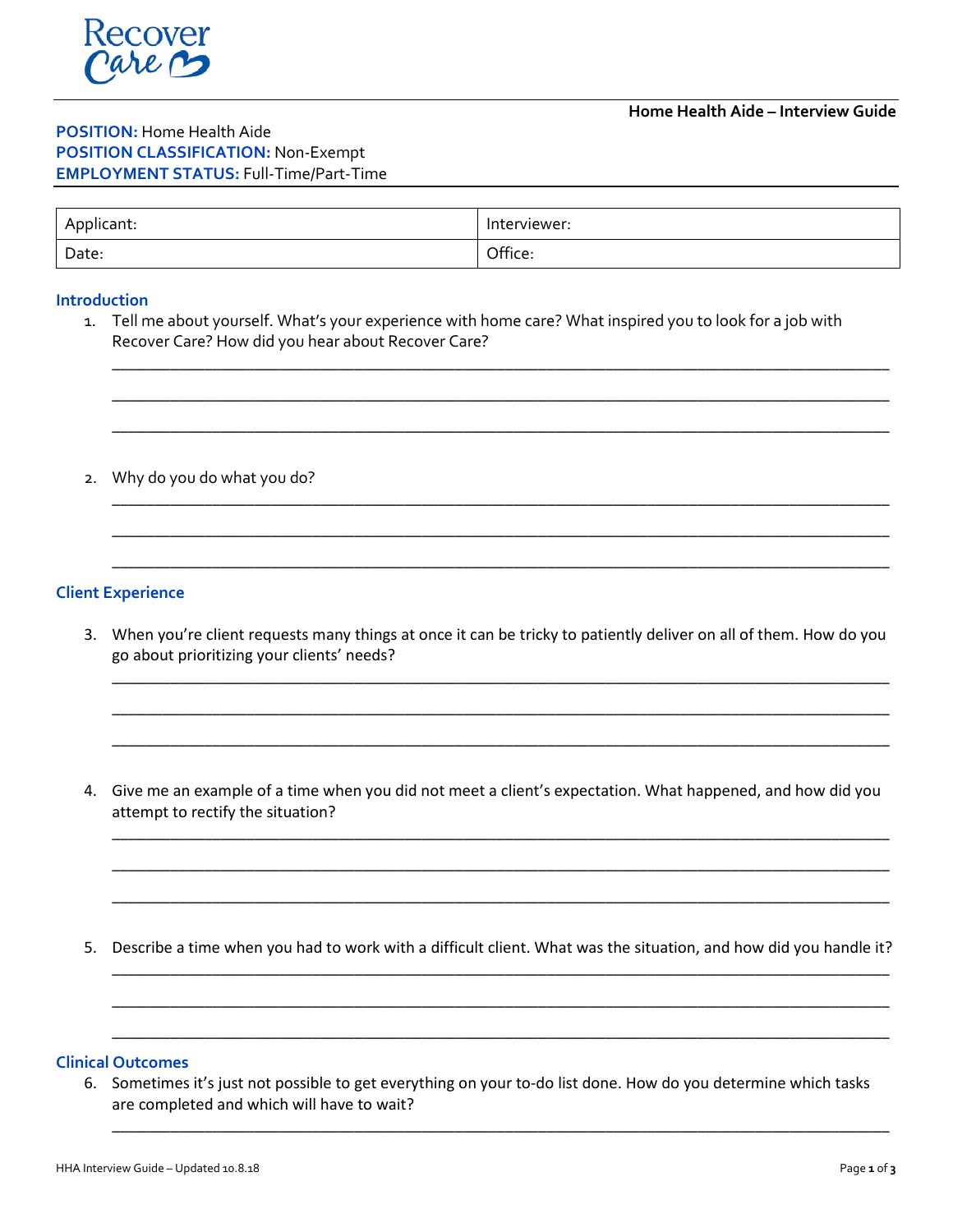Recover Care

**Home Health Aide – Interview Guide**

**POSITION:** Home Health Aide
**POSITION CLASSIFICATION:** Non-Exempt
**EMPLOYMENT STATUS:** Full-Time/Part-Time

| Applicant: | Interviewer: |
|---|---|
| Date: | Office: |

### Introduction

1. Tell me about yourself. What's your experience with home care? What inspired you to look for a job with Recover Care? How did you hear about Recover Care?

\_\_\_\_\_\_\_\_\_\_\_\_\_\_\_\_\_\_\_\_\_\_\_\_\_\_\_\_\_\_\_\_\_\_\_\_\_\_\_\_\_\_\_\_\_\_\_\_\_\_\_\_\_\_\_\_\_\_\_\_\_\_\_\_\_\_\_\_\_\_\_\_\_\_\_\_

\_\_\_\_\_\_\_\_\_\_\_\_\_\_\_\_\_\_\_\_\_\_\_\_\_\_\_\_\_\_\_\_\_\_\_\_\_\_\_\_\_\_\_\_\_\_\_\_\_\_\_\_\_\_\_\_\_\_\_\_\_\_\_\_\_\_\_\_\_\_\_\_\_\_\_\_

\_\_\_\_\_\_\_\_\_\_\_\_\_\_\_\_\_\_\_\_\_\_\_\_\_\_\_\_\_\_\_\_\_\_\_\_\_\_\_\_\_\_\_\_\_\_\_\_\_\_\_\_\_\_\_\_\_\_\_\_\_\_\_\_\_\_\_\_\_\_\_\_\_\_\_\_

2. Why do you do what you do?

\_\_\_\_\_\_\_\_\_\_\_\_\_\_\_\_\_\_\_\_\_\_\_\_\_\_\_\_\_\_\_\_\_\_\_\_\_\_\_\_\_\_\_\_\_\_\_\_\_\_\_\_\_\_\_\_\_\_\_\_\_\_\_\_\_\_\_\_\_\_\_\_\_\_\_\_

\_\_\_\_\_\_\_\_\_\_\_\_\_\_\_\_\_\_\_\_\_\_\_\_\_\_\_\_\_\_\_\_\_\_\_\_\_\_\_\_\_\_\_\_\_\_\_\_\_\_\_\_\_\_\_\_\_\_\_\_\_\_\_\_\_\_\_\_\_\_\_\_\_\_\_\_

\_\_\_\_\_\_\_\_\_\_\_\_\_\_\_\_\_\_\_\_\_\_\_\_\_\_\_\_\_\_\_\_\_\_\_\_\_\_\_\_\_\_\_\_\_\_\_\_\_\_\_\_\_\_\_\_\_\_\_\_\_\_\_\_\_\_\_\_\_\_\_\_\_\_\_\_

### Client Experience

3. When you're client requests many things at once it can be tricky to patiently deliver on all of them. How do you go about prioritizing your clients' needs?

\_\_\_\_\_\_\_\_\_\_\_\_\_\_\_\_\_\_\_\_\_\_\_\_\_\_\_\_\_\_\_\_\_\_\_\_\_\_\_\_\_\_\_\_\_\_\_\_\_\_\_\_\_\_\_\_\_\_\_\_\_\_\_\_\_\_\_\_\_\_\_\_\_\_\_\_

\_\_\_\_\_\_\_\_\_\_\_\_\_\_\_\_\_\_\_\_\_\_\_\_\_\_\_\_\_\_\_\_\_\_\_\_\_\_\_\_\_\_\_\_\_\_\_\_\_\_\_\_\_\_\_\_\_\_\_\_\_\_\_\_\_\_\_\_\_\_\_\_\_\_\_\_

\_\_\_\_\_\_\_\_\_\_\_\_\_\_\_\_\_\_\_\_\_\_\_\_\_\_\_\_\_\_\_\_\_\_\_\_\_\_\_\_\_\_\_\_\_\_\_\_\_\_\_\_\_\_\_\_\_\_\_\_\_\_\_\_\_\_\_\_\_\_\_\_\_\_\_\_

4. Give me an example of a time when you did not meet a client's expectation. What happened, and how did you attempt to rectify the situation?

\_\_\_\_\_\_\_\_\_\_\_\_\_\_\_\_\_\_\_\_\_\_\_\_\_\_\_\_\_\_\_\_\_\_\_\_\_\_\_\_\_\_\_\_\_\_\_\_\_\_\_\_\_\_\_\_\_\_\_\_\_\_\_\_\_\_\_\_\_\_\_\_\_\_\_\_

\_\_\_\_\_\_\_\_\_\_\_\_\_\_\_\_\_\_\_\_\_\_\_\_\_\_\_\_\_\_\_\_\_\_\_\_\_\_\_\_\_\_\_\_\_\_\_\_\_\_\_\_\_\_\_\_\_\_\_\_\_\_\_\_\_\_\_\_\_\_\_\_\_\_\_\_

\_\_\_\_\_\_\_\_\_\_\_\_\_\_\_\_\_\_\_\_\_\_\_\_\_\_\_\_\_\_\_\_\_\_\_\_\_\_\_\_\_\_\_\_\_\_\_\_\_\_\_\_\_\_\_\_\_\_\_\_\_\_\_\_\_\_\_\_\_\_\_\_\_\_\_\_

5. Describe a time when you had to work with a difficult client. What was the situation, and how did you handle it?

\_\_\_\_\_\_\_\_\_\_\_\_\_\_\_\_\_\_\_\_\_\_\_\_\_\_\_\_\_\_\_\_\_\_\_\_\_\_\_\_\_\_\_\_\_\_\_\_\_\_\_\_\_\_\_\_\_\_\_\_\_\_\_\_\_\_\_\_\_\_\_\_\_\_\_\_

\_\_\_\_\_\_\_\_\_\_\_\_\_\_\_\_\_\_\_\_\_\_\_\_\_\_\_\_\_\_\_\_\_\_\_\_\_\_\_\_\_\_\_\_\_\_\_\_\_\_\_\_\_\_\_\_\_\_\_\_\_\_\_\_\_\_\_\_\_\_\_\_\_\_\_\_

\_\_\_\_\_\_\_\_\_\_\_\_\_\_\_\_\_\_\_\_\_\_\_\_\_\_\_\_\_\_\_\_\_\_\_\_\_\_\_\_\_\_\_\_\_\_\_\_\_\_\_\_\_\_\_\_\_\_\_\_\_\_\_\_\_\_\_\_\_\_\_\_\_\_\_\_

### Clinical Outcomes

6. Sometimes it's just not possible to get everything on your to-do list done. How do you determine which tasks are completed and which will have to wait?

\_\_\_\_\_\_\_\_\_\_\_\_\_\_\_\_\_\_\_\_\_\_\_\_\_\_\_\_\_\_\_\_\_\_\_\_\_\_\_\_\_\_\_\_\_\_\_\_\_\_\_\_\_\_\_\_\_\_\_\_\_\_\_\_\_\_\_\_\_\_\_\_\_\_\_\_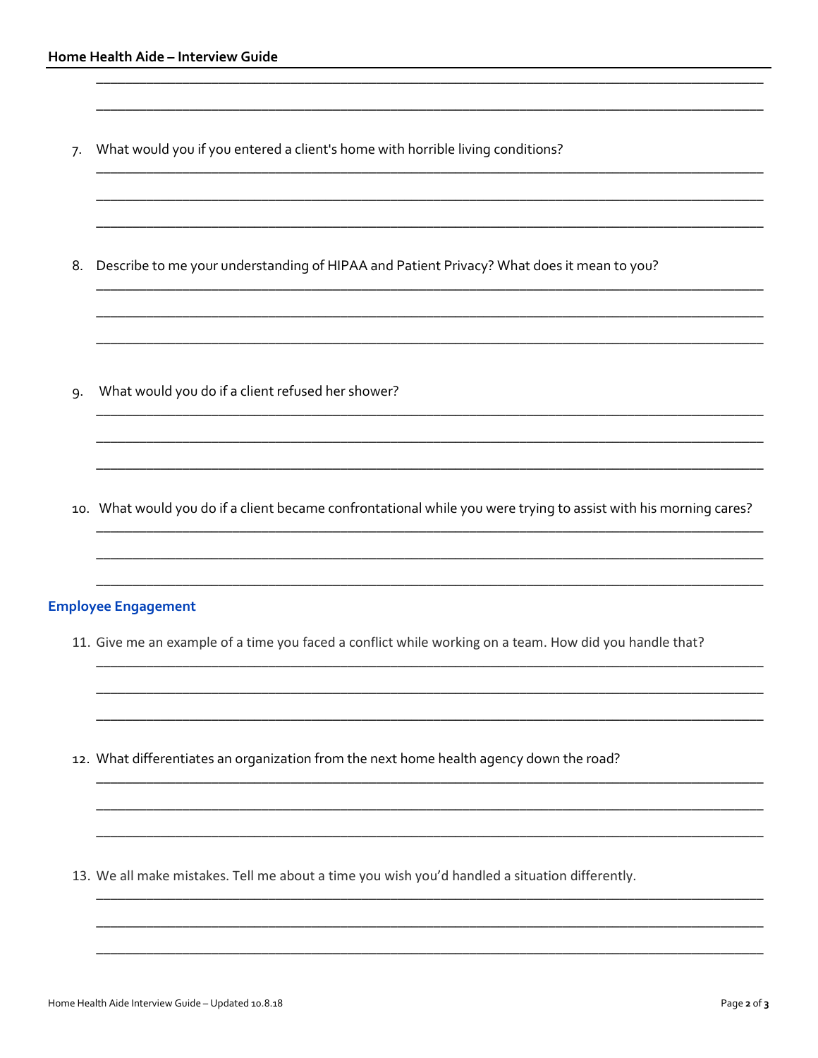7. What would you if you entered a client's home with horrible living conditions?

8. Describe to me your understanding of HIPAA and Patient Privacy? What does it mean to you?

9. What would you do if a client refused her shower?

10. What would you do if a client became confrontational while you were trying to assist with his morning cares?

## Employee Engagement

11. Give me an example of a time you faced a conflict while working on a team. How did you handle that?

12. What differentiates an organization from the next home health agency down the road?

13. We all make mistakes. Tell me about a time you wish you'd handled a situation differently.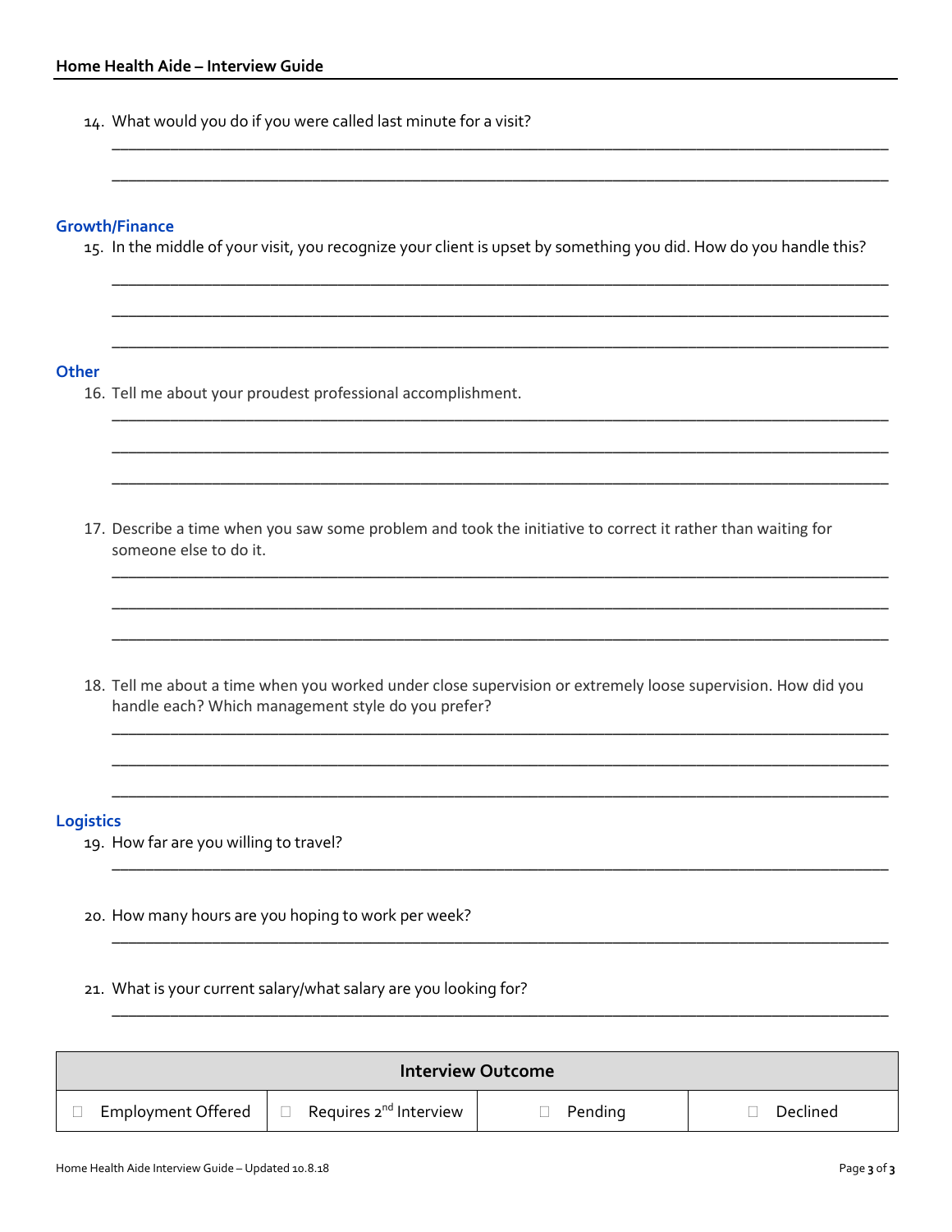14. What would you do if you were called last minute for a visit?

_______________________________________________________________________________

_______________________________________________________________________________

## Growth/Finance

15. In the middle of your visit, you recognize your client is upset by something you did. How do you handle this?

_______________________________________________________________________________

_______________________________________________________________________________

_______________________________________________________________________________

## Other

16. Tell me about your proudest professional accomplishment.

_______________________________________________________________________________

_______________________________________________________________________________

_______________________________________________________________________________

17. Describe a time when you saw some problem and took the initiative to correct it rather than waiting for someone else to do it.

_______________________________________________________________________________

_______________________________________________________________________________

_______________________________________________________________________________

18. Tell me about a time when you worked under close supervision or extremely loose supervision. How did you handle each? Which management style do you prefer?

_______________________________________________________________________________

_______________________________________________________________________________

_______________________________________________________________________________

## Logistics

19. How far are you willing to travel?

_______________________________________________________________________________

20. How many hours are you hoping to work per week?

_______________________________________________________________________________

21. What is your current salary/what salary are you looking for?

_______________________________________________________________________________

| Interview Outcome | | | |
|---|---|---|---|
| ☐ Employment Offered | ☐ Requires 2nd Interview | ☐ Pending | ☐ Declined |